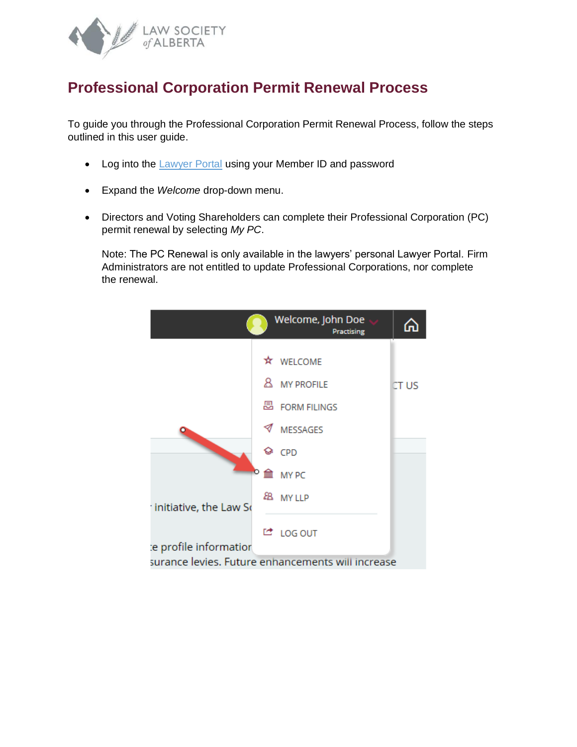# Professional Corporation Permit Renewal Process

To guide you through the Professional Corporation Permit Renewal Process, follow the steps outlined in this user guide.

- Log into the [Lawyer Portal] using your Member ID and password
- Expand the *Welcome* drop-down menu.
- Directors and Voting Shareholders can complete their Professional Corporation (PC) permit renewal by selecting *My PC*.

  Note: The PC Renewal is only available in the lawyers' personal Lawyer Portal. Firm Administrators are not entitled to update Professional Corporations, nor complete the renewal.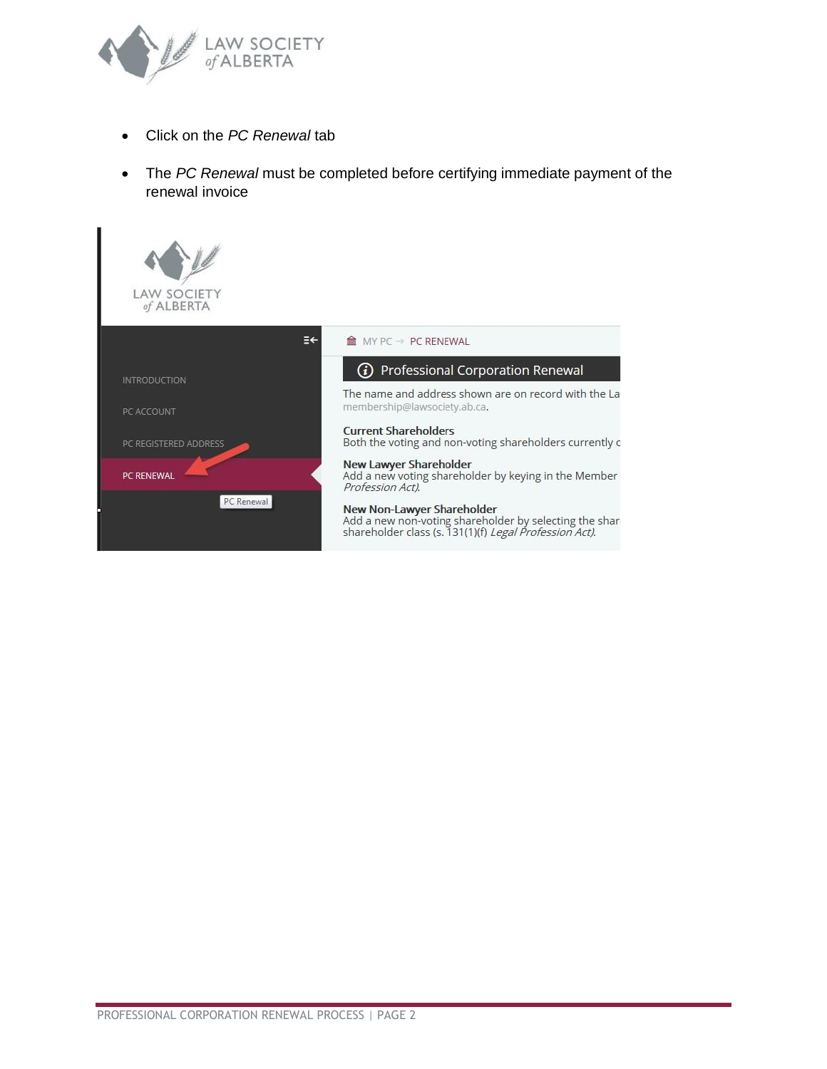- Click on the *PC Renewal* tab
- The *PC Renewal* must be completed before certifying immediate payment of the renewal invoice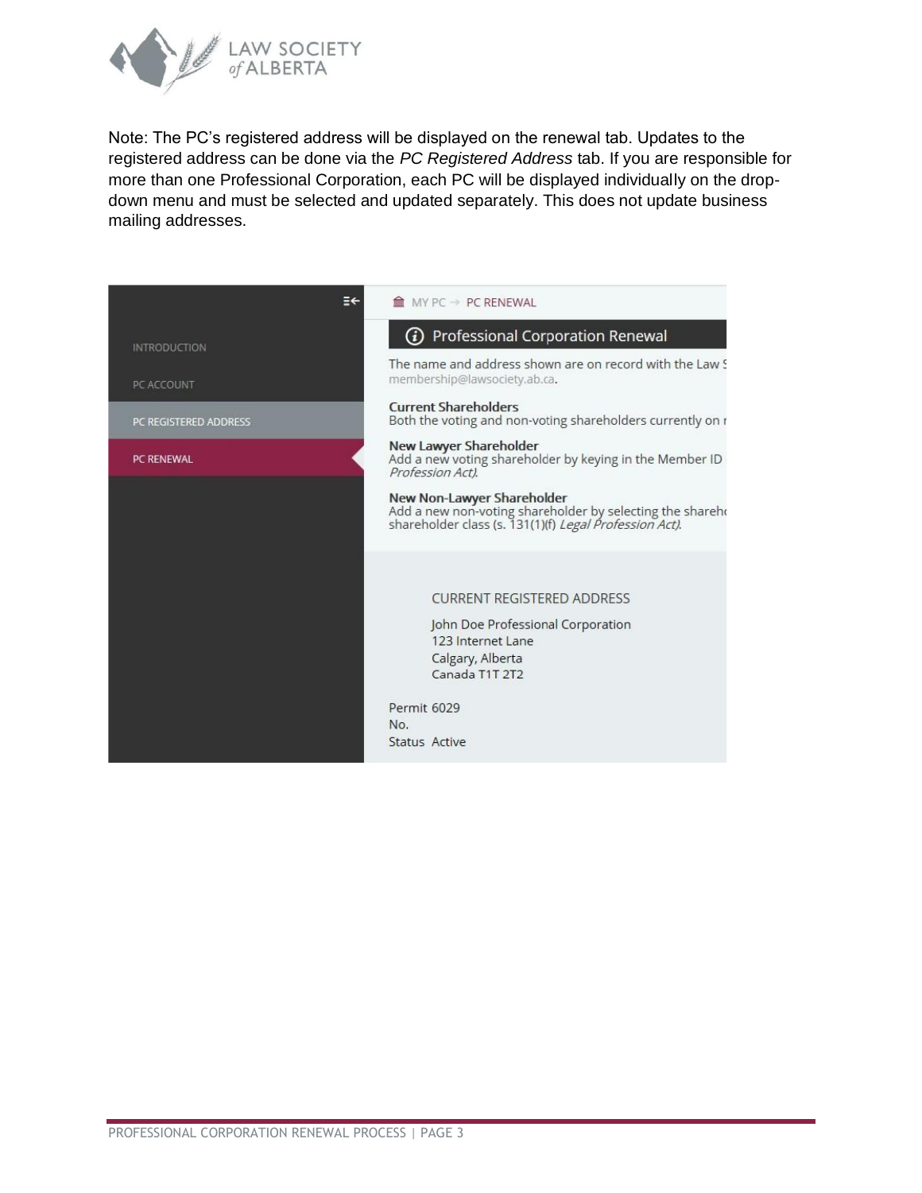Note: The PC's registered address will be displayed on the renewal tab. Updates to the registered address can be done via the *PC Registered Address* tab. If you are responsible for more than one Professional Corporation, each PC will be displayed individually on the drop-down menu and must be selected and updated separately. This does not update business mailing addresses.

INTRODUCTION

PC ACCOUNT

PC REGISTERED ADDRESS

PC RENEWAL

MY PC → PC RENEWAL

Professional Corporation Renewal

The name and address shown are on record with the Law S membership@lawsociety.ab.ca.

**Current Shareholders**
Both the voting and non-voting shareholders currently on r

**New Lawyer Shareholder**
Add a new voting shareholder by keying in the Member ID *Profession Act).*

**New Non-Lawyer Shareholder**
Add a new non-voting shareholder by selecting the shareh shareholder class (s. 131(1)(f) *Legal Profession Act).*

CURRENT REGISTERED ADDRESS

John Doe Professional Corporation
123 Internet Lane
Calgary, Alberta
Canada T1T 2T2

Permit No. 6029
Status Active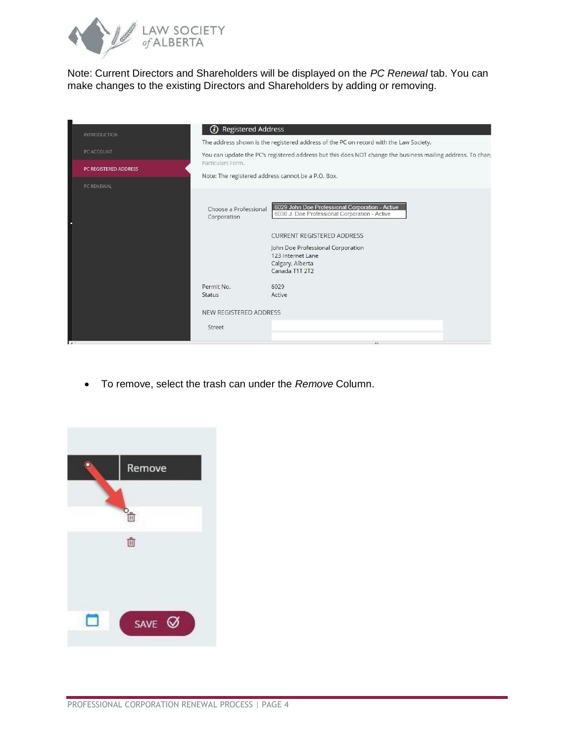Note: Current Directors and Shareholders will be displayed on the *PC Renewal* tab. You can make changes to the existing Directors and Shareholders by adding or removing.

- To remove, select the trash can under the *Remove* Column.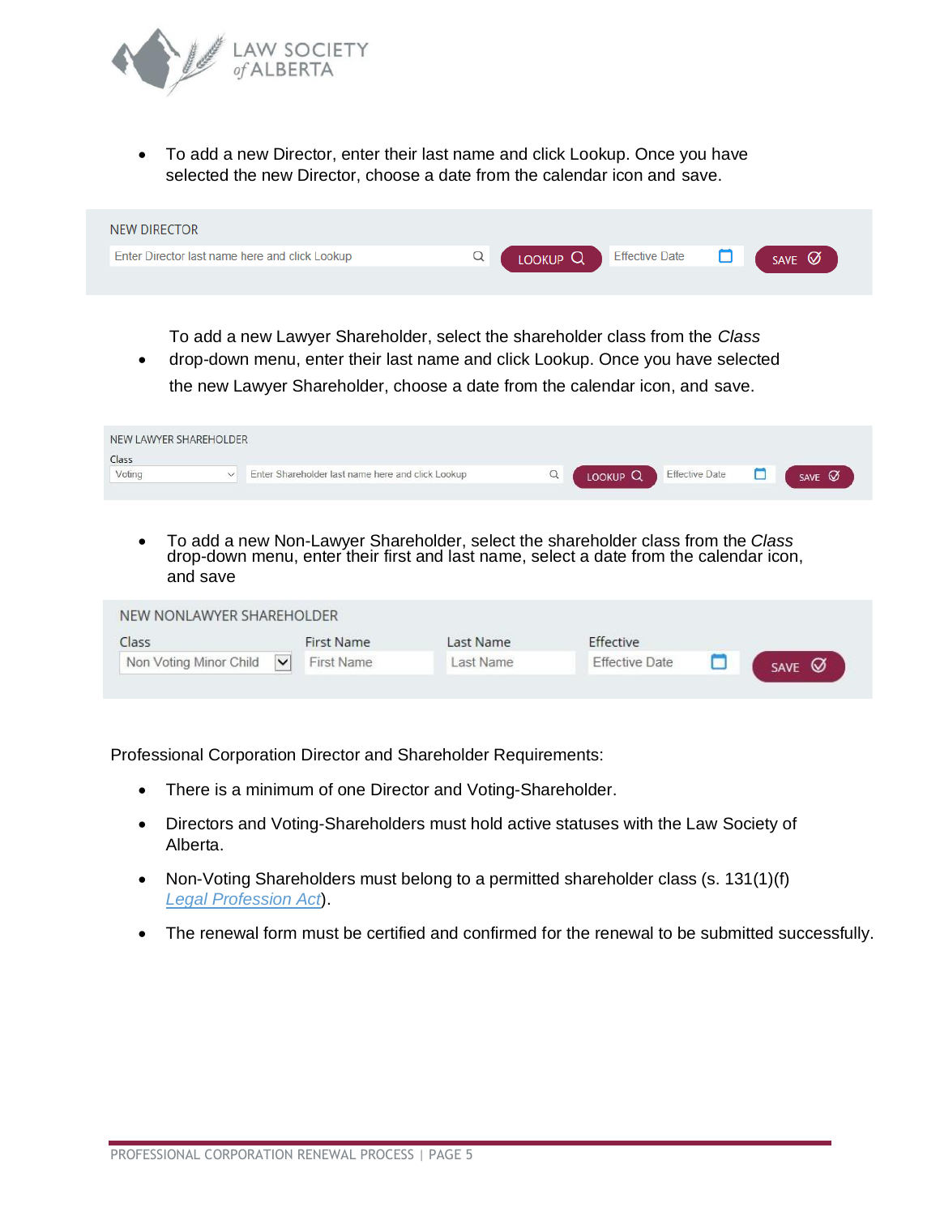- To add a new Director, enter their last name and click Lookup. Once you have selected the new Director, choose a date from the calendar icon and save.

NEW DIRECTOR

Enter Director last name here and click Lookup | LOOKUP | Effective Date | SAVE

- To add a new Lawyer Shareholder, select the shareholder class from the *Class* drop-down menu, enter their last name and click Lookup. Once you have selected the new Lawyer Shareholder, choose a date from the calendar icon, and save.

NEW LAWYER SHAREHOLDER

Class: Voting | Enter Shareholder last name here and click Lookup | LOOKUP | Effective Date | SAVE

- To add a new Non-Lawyer Shareholder, select the shareholder class from the *Class* drop-down menu, enter their first and last name, select a date from the calendar icon, and save

NEW NONLAWYER SHAREHOLDER

| Class | First Name | Last Name | Effective | |
|---|---|---|---|---|
| Non Voting Minor Child | First Name | Last Name | Effective Date | SAVE |

Professional Corporation Director and Shareholder Requirements:

- There is a minimum of one Director and Voting-Shareholder.
- Directors and Voting-Shareholders must hold active statuses with the Law Society of Alberta.
- Non-Voting Shareholders must belong to a permitted shareholder class (s. 131(1)(f) *Legal Profession Act*).
- The renewal form must be certified and confirmed for the renewal to be submitted successfully.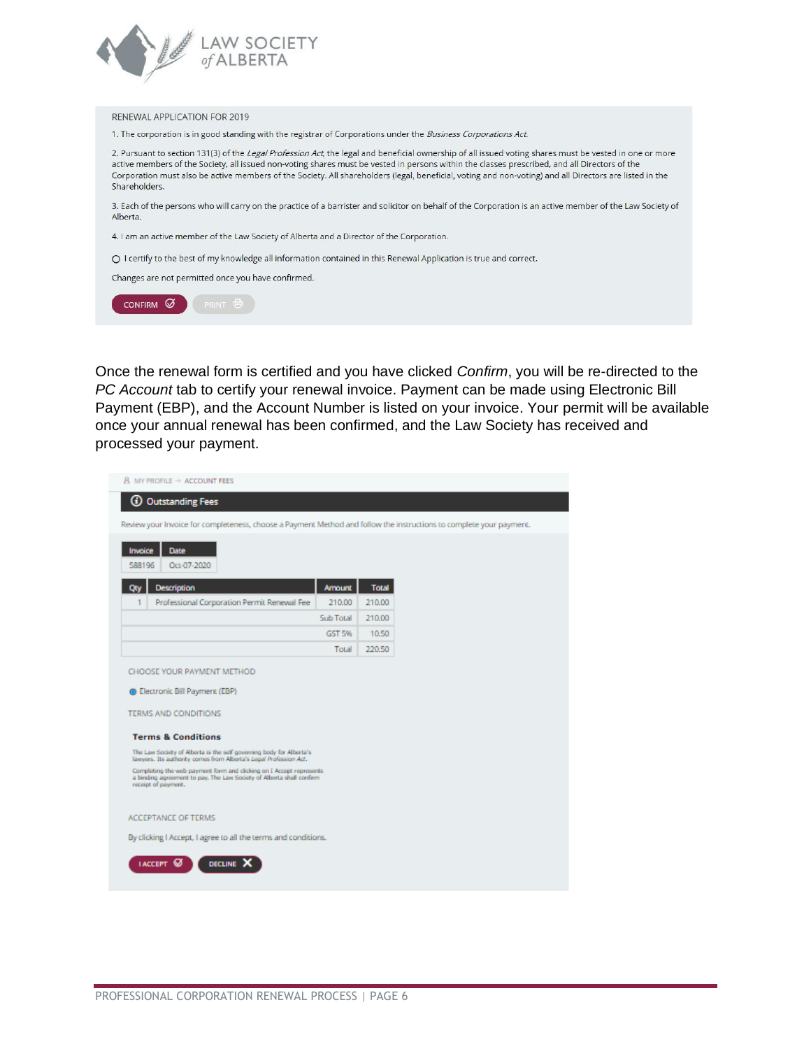RENEWAL APPLICATION FOR 2019

1. The corporation is in good standing with the registrar of Corporations under the *Business Corporations Act*.

2. Pursuant to section 131(3) of the *Legal Profession Act*, the legal and beneficial ownership of all issued voting shares must be vested in one or more active members of the Society, all issued non-voting shares must be vested in persons within the classes prescribed, and all Directors of the Corporation must also be active members of the Society. All shareholders (legal, beneficial, voting and non-voting) and all Directors are listed in the Shareholders.

3. Each of the persons who will carry on the practice of a barrister and solicitor on behalf of the Corporation is an active member of the Law Society of Alberta.

4. I am an active member of the Law Society of Alberta and a Director of the Corporation.

○ I certify to the best of my knowledge all information contained in this Renewal Application is true and correct.

Changes are not permitted once you have confirmed.

CONFIRM | PRINT

Once the renewal form is certified and you have clicked *Confirm*, you will be re-directed to the *PC Account* tab to certify your renewal invoice. Payment can be made using Electronic Bill Payment (EBP), and the Account Number is listed on your invoice. Your permit will be available once your annual renewal has been confirmed, and the Law Society has received and processed your payment.

MY PROFILE → ACCOUNT FEES

**Outstanding Fees**

Review your Invoice for completeness, choose a Payment Method and follow the instructions to complete your payment.

| Invoice | Date |
|---|---|
| 588196 | Oct-07-2020 |

| Qty | Description | Amount | Total |
|---|---|---|---|
| 1 | Professional Corporation Permit Renewal Fee | 210.00 | 210.00 |
| | | Sub Total | 210.00 |
| | | GST 5% | 10.50 |
| | | Total | 220.50 |

CHOOSE YOUR PAYMENT METHOD

● Electronic Bill Payment (EBP)

TERMS AND CONDITIONS

**Terms & Conditions**

The Law Society of Alberta is the self governing body for Alberta's lawyers. Its authority comes from Alberta's *Legal Profession Act*.

Completing the web payment form and clicking on I Accept represents a binding agreement to pay. The Law Society of Alberta shall confirm receipt of payment.

ACCEPTANCE OF TERMS

By clicking I Accept, I agree to all the terms and conditions.

I ACCEPT | DECLINE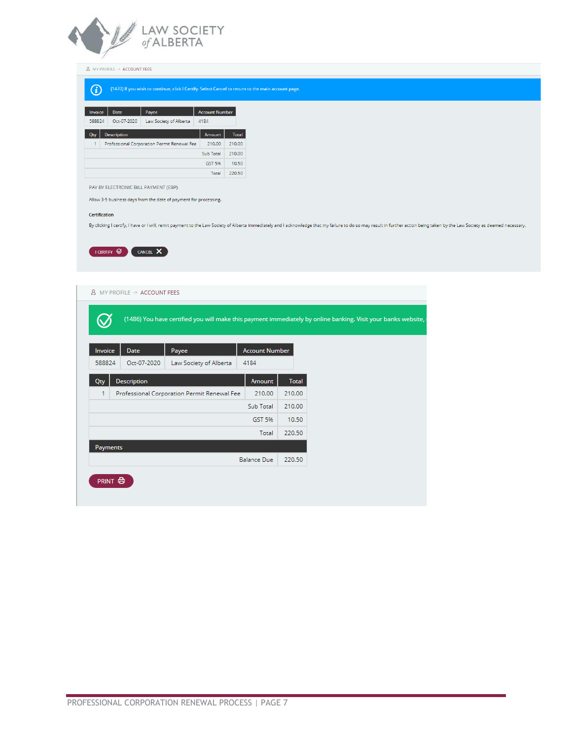MY PROFILE → ACCOUNT FEES

(1470) If you wish to continue, click I Certify. Select Cancel to return to the main account page.

| Invoice | Date | Payee | Account Number |
|---|---|---|---|
| 588824 | Oct-07-2020 | Law Society of Alberta | 4184 |

| Qty | Description | Amount | Total |
|---|---|---|---|
| 1 | Professional Corporation Permit Renewal Fee | 210.00 | 210.00 |
| | | Sub Total | 210.00 |
| | | GST 5% | 10.50 |
| | | Total | 220.50 |

PAY BY ELECTRONIC BILL PAYMENT (EBP)

Allow 3-5 business days from the date of payment for processing.

**Certification**

By clicking I certify, I have or I will, remit payment to the Law Society of Alberta immediately and I acknowledge that my failure to do so may result in further action being taken by the Law Society as deemed necessary.

I CERTIFY | CANCEL

MY PROFILE → ACCOUNT FEES

(1486) You have certified you will make this payment immediately by online banking. Visit your banks website,

| Invoice | Date | Payee | Account Number |
|---|---|---|---|
| 588824 | Oct-07-2020 | Law Society of Alberta | 4184 |

| Qty | Description | Amount | Total |
|---|---|---|---|
| 1 | Professional Corporation Permit Renewal Fee | 210.00 | 210.00 |
| | | Sub Total | 210.00 |
| | | GST 5% | 10.50 |
| | | Total | 220.50 |
| Payments | | | |
| | | Balance Due | 220.50 |

PRINT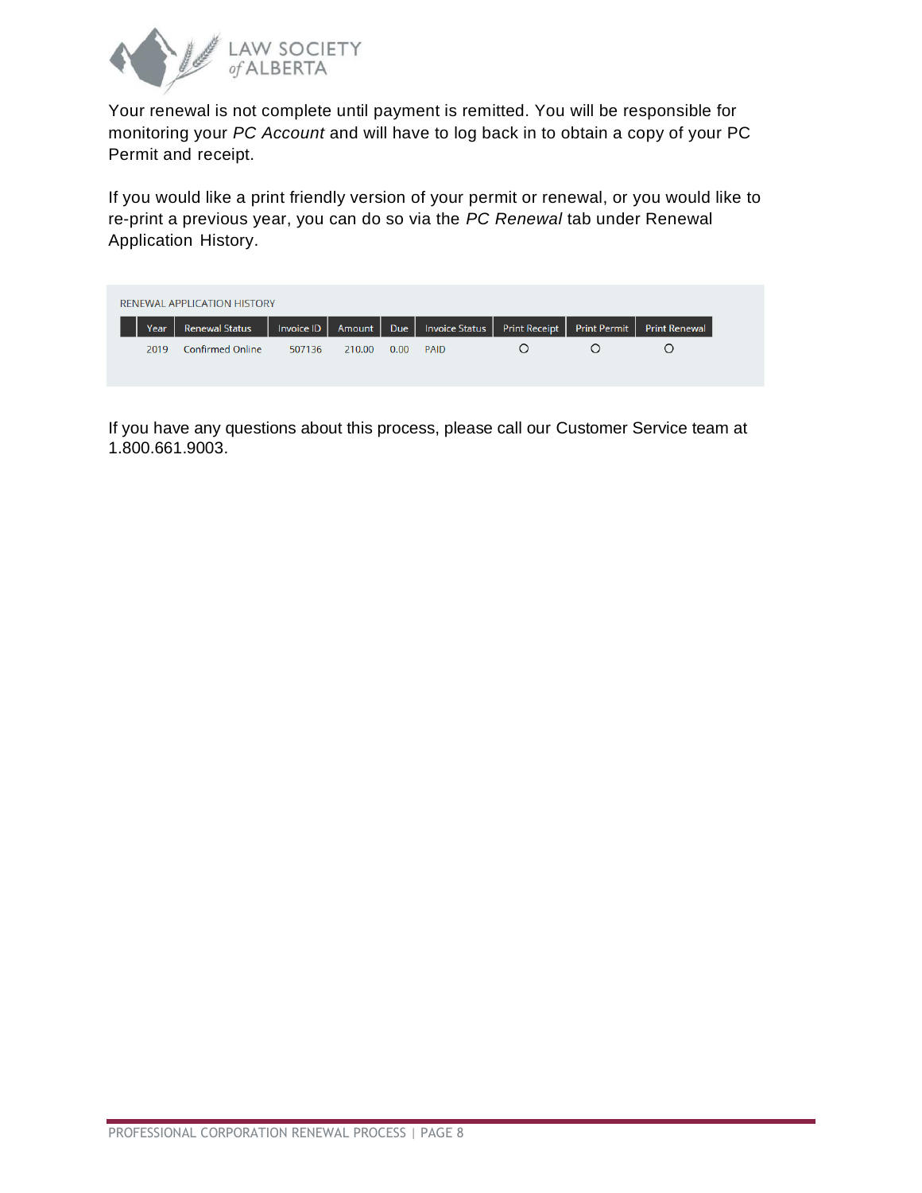Your renewal is not complete until payment is remitted. You will be responsible for monitoring your *PC Account* and will have to log back in to obtain a copy of your PC Permit and receipt.

If you would like a print friendly version of your permit or renewal, or you would like to re-print a previous year, you can do so via the *PC Renewal* tab under Renewal Application History.

RENEWAL APPLICATION HISTORY

| | Year | Renewal Status | Invoice ID | Amount | Due | Invoice Status | Print Receipt | Print Permit | Print Renewal |
|---|---|---|---|---|---|---|---|---|---|
| | 2019 | Confirmed Online | 507136 | 210.00 | 0.00 | PAID | ○ | ○ | ○ |

If you have any questions about this process, please call our Customer Service team at 1.800.661.9003.